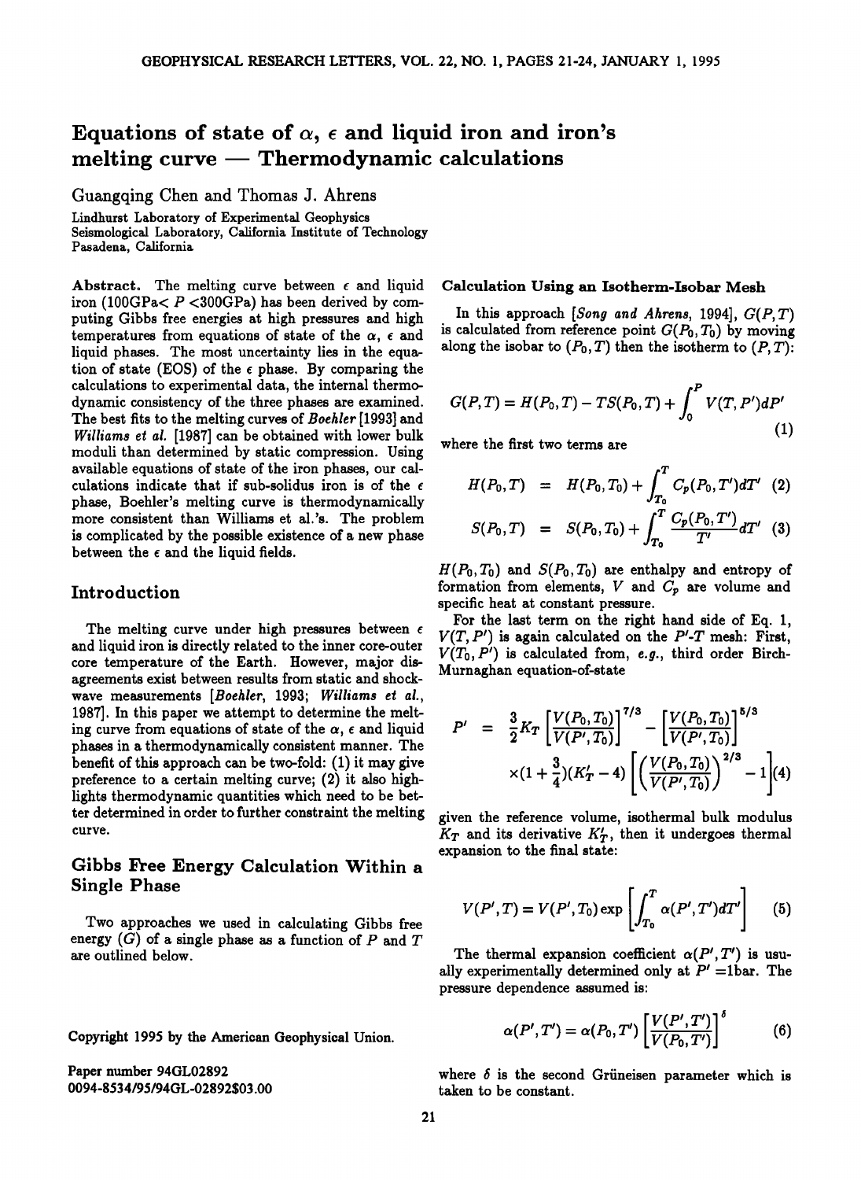# Equations of state of $\alpha$, $\epsilon$ and liquid iron and iron's melting curve — Thermodynamic calculations

Guangqing Chen and Thomas J. Ahrens

Lindhurst Laboratory of Experimental Geophysics
Seismological Laboratory, California Institute of Technology
Pasadena, California

**Abstract.** The melting curve between $\epsilon$ and liquid iron (100GPa< $P$ <300GPa) has been derived by computing Gibbs free energies at high pressures and high temperatures from equations of state of the $\alpha$, $\epsilon$ and liquid phases. The most uncertainty lies in the equation of state (EOS) of the $\epsilon$ phase. By comparing the calculations to experimental data, the internal thermodynamic consistency of the three phases are examined. The best fits to the melting curves of *Boehler* [1993] and *Williams et al.* [1987] can be obtained with lower bulk moduli than determined by static compression. Using available equations of state of the iron phases, our calculations indicate that if sub-solidus iron is of the $\epsilon$ phase, Boehler's melting curve is thermodynamically more consistent than Williams et al.'s. The problem is complicated by the possible existence of a new phase between the $\epsilon$ and the liquid fields.

## Introduction

The melting curve under high pressures between $\epsilon$ and liquid iron is directly related to the inner core-outer core temperature of the Earth. However, major disagreements exist between results from static and shock-wave measurements [*Boehler*, 1993; *Williams et al.*, 1987]. In this paper we attempt to determine the melting curve from equations of state of the $\alpha$, $\epsilon$ and liquid phases in a thermodynamically consistent manner. The benefit of this approach can be two-fold: (1) it may give preference to a certain melting curve; (2) it also highlights thermodynamic quantities which need to be better determined in order to further constraint the melting curve.

## Gibbs Free Energy Calculation Within a Single Phase

Two approaches we used in calculating Gibbs free energy ($G$) of a single phase as a function of $P$ and $T$ are outlined below.

### Calculation Using an Isotherm-Isobar Mesh

In this approach [*Song and Ahrens*, 1994], $G(P,T)$ is calculated from reference point $G(P_0,T_0)$ by moving along the isobar to $(P_0,T)$ then the isotherm to $(P,T)$:

$$G(P,T) = H(P_0,T) - TS(P_0,T) + \int_0^P V(T,P')dP' \tag{1}$$

where the first two terms are

$$H(P_0,T) = H(P_0,T_0) + \int_{T_0}^{T} C_p(P_0,T')dT' \tag{2}$$

$$S(P_0,T) = S(P_0,T_0) + \int_{T_0}^{T} \frac{C_p(P_0,T')}{T'}dT' \tag{3}$$

$H(P_0,T_0)$ and $S(P_0,T_0)$ are enthalpy and entropy of formation from elements, $V$ and $C_p$ are volume and specific heat at constant pressure.

For the last term on the right hand side of Eq. 1, $V(T,P')$ is again calculated on the $P'$-$T$ mesh: First, $V(T_0,P')$ is calculated from, *e.g.*, third order Birch-Murnaghan equation-of-state

$$P' = \frac{3}{2}K_T\left[\left[\frac{V(P_0,T_0)}{V(P',T_0)}\right]^{7/3} - \left[\frac{V(P_0,T_0)}{V(P',T_0)}\right]^{5/3}\right] \times(1+\frac{3}{4})(K_T'-4)\left[\left(\frac{V(P_0,T_0)}{V(P',T_0)}\right)^{2/3} - 1\right] \tag{4}$$

given the reference volume, isothermal bulk modulus $K_T$ and its derivative $K_T'$, then it undergoes thermal expansion to the final state:

$$V(P',T) = V(P',T_0)\exp\left[\int_{T_0}^{T}\alpha(P',T')dT'\right] \tag{5}$$

The thermal expansion coefficient $\alpha(P',T')$ is usually experimentally determined only at $P'$ =1bar. The pressure dependence assumed is:

$$\alpha(P',T') = \alpha(P_0,T')\left[\frac{V(P',T')}{V(P_0,T')}\right]^{\delta} \tag{6}$$

where $\delta$ is the second Grüneisen parameter which is taken to be constant.

Copyright 1995 by the American Geophysical Union.

Paper number 94GL02892
0094-8534/95/94GL-02892\$03.00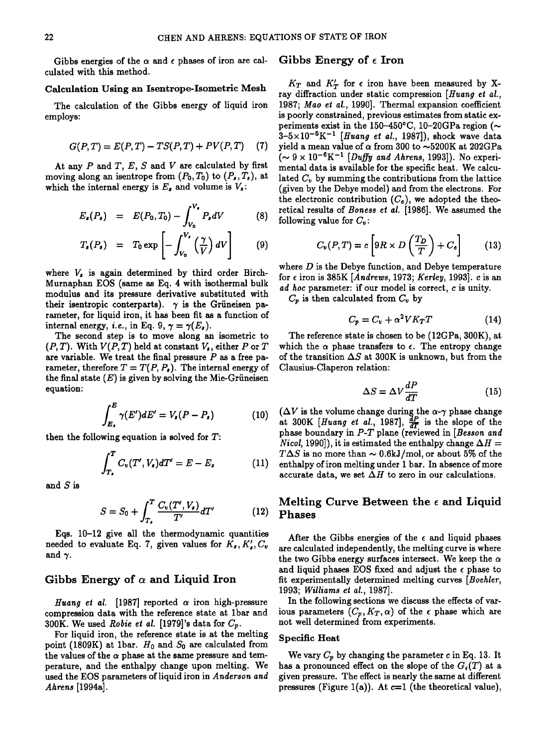Gibbs energies of the $\alpha$ and $\epsilon$ phases of iron are calculated with this method.

### Calculation Using an Isentrope-Isometric Mesh

The calculation of the Gibbs energy of liquid iron employs:

$$G(P,T) = E(P,T) - TS(P,T) + PV(P,T) \quad (7)$$

At any $P$ and $T$, $E$, $S$ and $V$ are calculated by first moving along an isentrope from $(P_0, T_0)$ to $(P_s, T_s)$, at which the internal energy is $E_s$ and volume is $V_s$:

$$E_s(P_s) = E(P_0, T_0) - \int_{V_0}^{V_s} P_s dV \quad (8)$$

$$T_s(P_s) = T_0 \exp\left[-\int_{V_0}^{V_s} \left(\frac{\gamma}{V}\right) dV\right] \quad (9)$$

where $V_s$ is again determined by third order Birch-Murnaphan EOS (same as Eq. 4 with isothermal bulk modulus and its pressure derivative substituted with their isentropic conterparts). $\gamma$ is the Grüneisen parameter, for liquid iron, it has been fit as a function of internal energy, *i.e.*, in Eq. 9, $\gamma = \gamma(E_s)$.

The second step is to move along an isometric to $(P,T)$. With $V(P,T)$ held at constant $V_s$, either $P$ or $T$ are variable. We treat the final pressure $P$ as a free parameter, therefore $T = T(P, P_s)$. The internal energy of the final state ($E$) is given by solving the Mie-Grüneisen equation:

$$\int_{E_s}^{E} \gamma(E') dE' = V_s(P - P_s) \quad (10)$$

then the following equation is solved for $T$:

$$\int_{T_s}^{T} C_v(T', V_s) dT' = E - E_s \quad (11)$$

and $S$ is

$$S = S_0 + \int_{T_s}^{T} \frac{C_v(T', V_s)}{T'} dT' \quad (12)$$

Eqs. 10–12 give all the thermodynamic quantities needed to evaluate Eq. 7, given values for $K_s, K_s', C_v$ and $\gamma$.

## Gibbs Energy of $\alpha$ and Liquid Iron

*Huang et al.* [1987] reported $\alpha$ iron high-pressure compression data with the reference state at 1bar and 300K. We used *Robie et al.* [1979]'s data for $C_p$.

For liquid iron, the reference state is at the melting point (1809K) at 1bar. $H_0$ and $S_0$ are calculated from the values of the $\alpha$ phase at the same pressure and temperature, and the enthalpy change upon melting. We used the EOS parameters of liquid iron in *Anderson and Ahrens* [1994a].

## Gibbs Energy of $\epsilon$ Iron

$K_T$ and $K_T'$ for $\epsilon$ iron have been measured by X-ray diffraction under static compression [*Huang et al.*, 1987; *Mao et al.*, 1990]. Thermal expansion coefficient is poorly constrained, previous estimates from static experiments exist in the 150–450°C, 10–20GPa region ($\sim$ 3–5$\times 10^{-5}$K$^{-1}$ [*Huang et al.*, 1987]), shock wave data yield a mean value of $\alpha$ from 300 to $\sim$5200K at 202GPa ($\sim 9 \times 10^{-6}$K$^{-1}$ [*Duffy and Ahrens*, 1993]). No experimental data is available for the specific heat. We calculated $C_v$ by summing the contributions from the lattice (given by the Debye model) and from the electrons. For the electronic contribution ($C_e$), we adopted the theoretical results of *Boness et al.* [1986]. We assumed the following value for $C_v$:

$$C_v(P,T) = c\left[9R \times D\left(\frac{T_D}{T}\right) + C_e\right] \quad (13)$$

where $D$ is the Debye function, and Debye temperature for $\epsilon$ iron is 385K [*Andrews*, 1973; *Kerley*, 1993]. $c$ is an *ad hoc* parameter: if our model is correct, $c$ is unity.

$C_p$ is then calculated from $C_v$ by

$$C_p = C_v + \alpha^2 V K_T T \quad (14)$$

The reference state is chosen to be (12GPa, 300K), at which the $\alpha$ phase transfers to $\epsilon$. The entropy change of the transition $\Delta S$ at 300K is unknown, but from the Clausius-Claperon relation:

$$\Delta S = \Delta V \frac{dP}{dT} \quad (15)$$

($\Delta V$ is the volume change during the $\alpha$-$\gamma$ phase change at 300K [*Huang et al.*, 1987], $\frac{dP}{dT}$ is the slope of the phase boundary in $P$-$T$ plane (reviewed in [*Besson and Nicol*, 1990]), it is estimated the enthalpy change $\Delta H = T\Delta S$ is no more than $\sim$ 0.6kJ/mol, or about 5% of the enthalpy of iron melting under 1 bar. In absence of more accurate data, we set $\Delta H$ to zero in our calculations.

## Melting Curve Between the $\epsilon$ and Liquid Phases

After the Gibbs energies of the $\epsilon$ and liquid phases are calculated independently, the melting curve is where the two Gibbs energy surfaces intersect. We keep the $\alpha$ and liquid phases EOS fixed and adjust the $\epsilon$ phase to fit experimentally determined melting curves [*Boehler*, 1993; *Williams et al.*, 1987].

In the following sections we discuss the effects of various parameters ($C_p, K_T, \alpha$) of the $\epsilon$ phase which are not well determined from experiments.

### Specific Heat

We vary $C_p$ by changing the parameter $c$ in Eq. 13. It has a pronounced effect on the slope of the $G_\epsilon(T)$ at a given pressure. The effect is nearly the same at different pressures (Figure 1(a)). At $c$=1 (the theoretical value),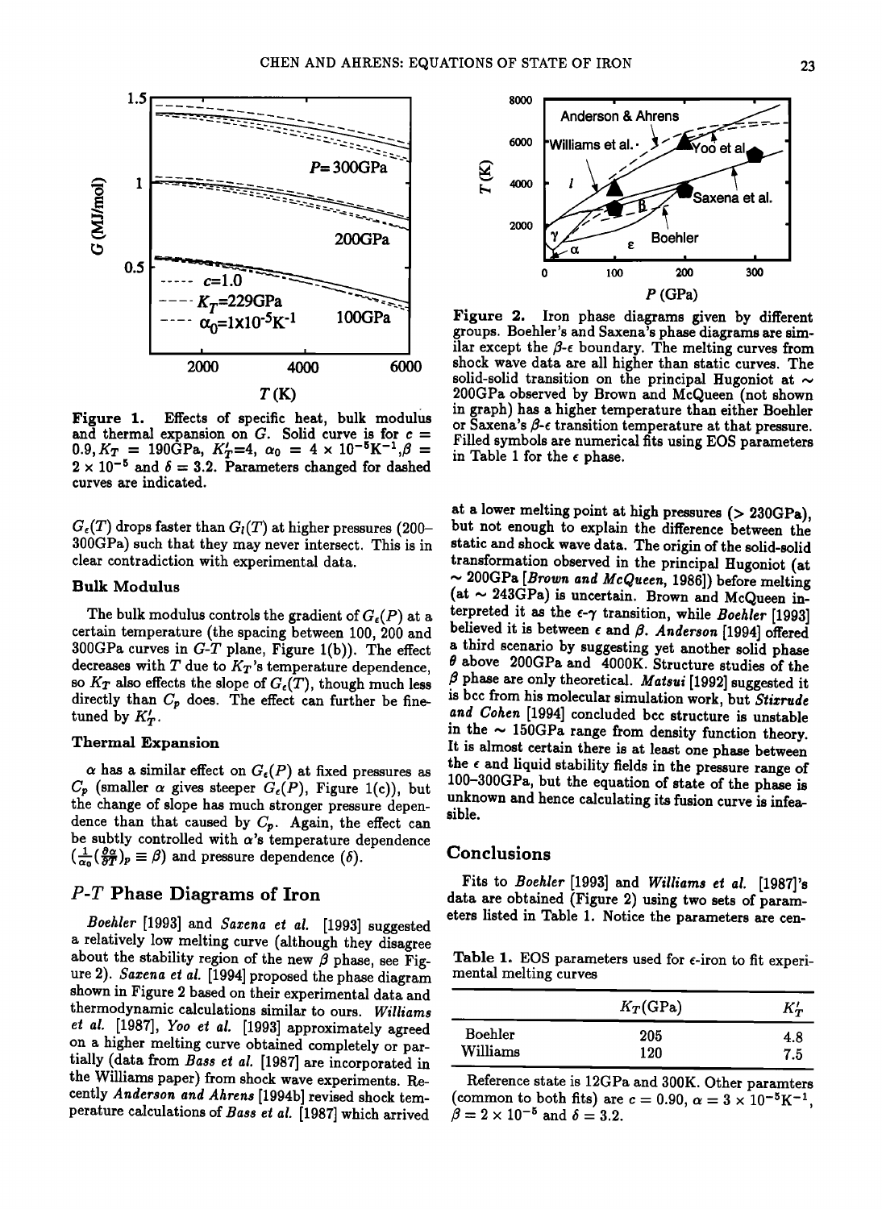Figure 1. Effects of specific heat, bulk modulus and thermal expansion on $G$. Solid curve is for $c = 0.9, K_T = 190\text{GPa}, K'_T=4, \alpha_0 = 4 \times 10^{-5}\text{K}^{-1}, \beta = 2 \times 10^{-5}$ and $\delta = 3.2$. Parameters changed for dashed curves are indicated.

$G_\epsilon(T)$ drops faster than $G_l(T)$ at higher pressures (200–300GPa) such that they may never intersect. This is in clear contradiction with experimental data.

### Bulk Modulus

The bulk modulus controls the gradient of $G_\epsilon(P)$ at a certain temperature (the spacing between 100, 200 and 300GPa curves in $G$-$T$ plane, Figure 1(b)). The effect decreases with $T$ due to $K_T$'s temperature dependence, so $K_T$ also effects the slope of $G_\epsilon(T)$, though much less directly than $C_p$ does. The effect can further be fine-tuned by $K'_T$.

### Thermal Expansion

$\alpha$ has a similar effect on $G_\epsilon(P)$ at fixed pressures as $C_p$ (smaller $\alpha$ gives steeper $G_\epsilon(P)$, Figure 1(c)), but the change of slope has much stronger pressure dependence than that caused by $C_p$. Again, the effect can be subtly controlled with $\alpha$'s temperature dependence $(\frac{1}{\alpha_0}(\frac{\partial \alpha}{\partial T})_p \equiv \beta)$ and pressure dependence ($\delta$).

## $P$-$T$ Phase Diagrams of Iron

*Boehler* [1993] and *Saxena et al.* [1993] suggested a relatively low melting curve (although they disagree about the stability region of the new $\beta$ phase, see Figure 2). *Saxena et al.* [1994] proposed the phase diagram shown in Figure 2 based on their experimental data and thermodynamic calculations similar to ours. *Williams et al.* [1987], *Yoo et al.* [1993] approximately agreed on a higher melting curve obtained completely or partially (data from *Bass et al.* [1987] are incorporated in the Williams paper) from shock wave experiments. Recently *Anderson and Ahrens* [1994b] revised shock temperature calculations of *Bass et al.* [1987] which arrived at a lower melting point at high pressures (> 230GPa), but not enough to explain the difference between the static and shock wave data. The origin of the solid-solid transformation observed in the principal Hugoniot (at ~ 200GPa [*Brown and McQueen*, 1986]) before melting (at ~ 243GPa) is uncertain. Brown and McQueen interpreted it as the $\epsilon$-$\gamma$ transition, while *Boehler* [1993] believed it is between $\epsilon$ and $\beta$. *Anderson* [1994] offered a third scenario by suggesting yet another solid phase $\theta$ above 200GPa and 4000K. Structure studies of the $\beta$ phase are only theoretical. *Matsui* [1992] suggested it is bcc from his molecular simulation work, but *Stixrude and Cohen* [1994] concluded bcc structure is unstable in the ~ 150GPa range from density function theory. It is almost certain there is at least one phase between the $\epsilon$ and liquid stability fields in the pressure range of 100–300GPa, but the equation of state of the phase is unknown and hence calculating its fusion curve is infeasible.

Figure 2. Iron phase diagrams given by different groups. Boehler's and Saxena's phase diagrams are similar except the $\beta$-$\epsilon$ boundary. The melting curves from shock wave data are all higher than static curves. The solid-solid transition on the principal Hugoniot at ~ 200GPa observed by Brown and McQueen (not shown in graph) has a higher temperature than either Boehler or Saxena's $\beta$-$\epsilon$ transition temperature at that pressure. Filled symbols are numerical fits using EOS parameters in Table 1 for the $\epsilon$ phase.

## Conclusions

Fits to *Boehler* [1993] and *Williams et al.* [1987]'s data are obtained (Figure 2) using two sets of parameters listed in Table 1. Notice the parameters are cen-

Table 1. EOS parameters used for $\epsilon$-iron to fit experimental melting curves

| | $K_T$(GPa) | $K'_T$ |
|---|---|---|
| Boehler | 205 | 4.8 |
| Williams | 120 | 7.5 |

Reference state is 12GPa and 300K. Other paramters (common to both fits) are $c = 0.90$, $\alpha = 3 \times 10^{-5}\text{K}^{-1}$, $\beta = 2 \times 10^{-5}$ and $\delta = 3.2$.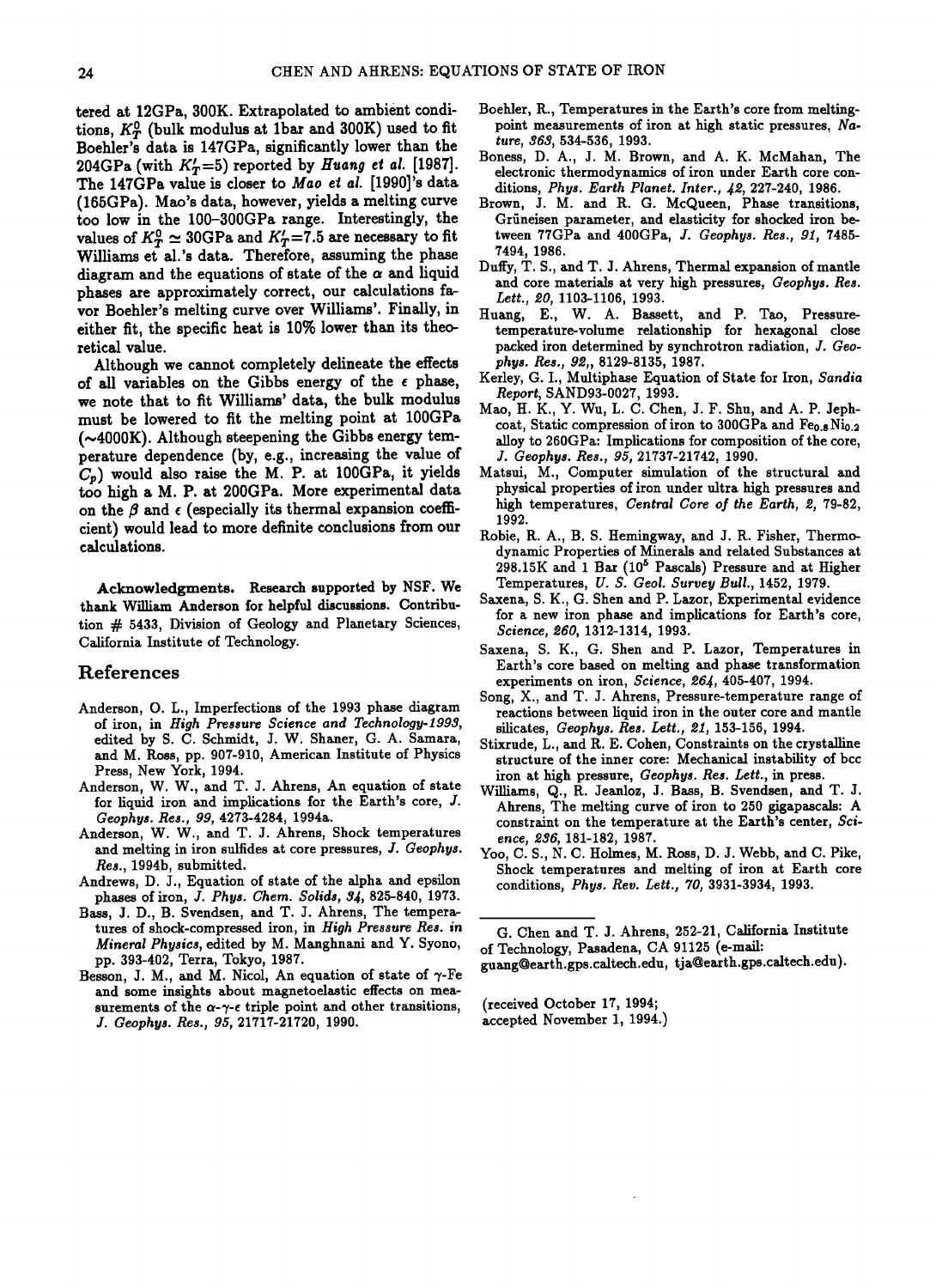tered at 12GPa, 300K. Extrapolated to ambient conditions, $K_T^0$ (bulk modulus at 1bar and 300K) used to fit Boehler's data is 147GPa, significantly lower than the 204GPa (with $K_T'=5$) reported by *Huang et al.* [1987]. The 147GPa value is closer to *Mao et al.* [1990]'s data (165GPa). Mao's data, however, yields a melting curve too low in the 100–300GPa range. Interestingly, the values of $K_T^0 \simeq 30$GPa and $K_T'=7.5$ are necessary to fit Williams et al.'s data. Therefore, assuming the phase diagram and the equations of state of the $\alpha$ and liquid phases are approximately correct, our calculations favor Boehler's melting curve over Williams'. Finally, in either fit, the specific heat is 10% lower than its theoretical value.

Although we cannot completely delineate the effects of all variables on the Gibbs energy of the $\epsilon$ phase, we note that to fit Williams' data, the bulk modulus must be lowered to fit the melting point at 100GPa (~4000K). Although steepening the Gibbs energy temperature dependence (by, e.g., increasing the value of $C_p$) would also raise the M. P. at 100GPa, it yields too high a M. P. at 200GPa. More experimental data on the $\beta$ and $\epsilon$ (especially its thermal expansion coefficient) would lead to more definite conclusions from our calculations.

**Acknowledgments.** Research supported by NSF. We thank William Anderson for helpful discussions. Contribution # 5433, Division of Geology and Planetary Sciences, California Institute of Technology.

## References

Anderson, O. L., Imperfections of the 1993 phase diagram of iron, in *High Pressure Science and Technology-1993*, edited by S. C. Schmidt, J. W. Shaner, G. A. Samara, and M. Ross, pp. 907-910, American Institute of Physics Press, New York, 1994.

Anderson, W. W., and T. J. Ahrens, An equation of state for liquid iron and implications for the Earth's core, *J. Geophys. Res.*, *99*, 4273-4284, 1994a.

Anderson, W. W., and T. J. Ahrens, Shock temperatures and melting in iron sulfides at core pressures, *J. Geophys. Res.*, 1994b, submitted.

Andrews, D. J., Equation of state of the alpha and epsilon phases of iron, *J. Phys. Chem. Solids*, *34*, 825-840, 1973.

Bass, J. D., B. Svendsen, and T. J. Ahrens, The temperatures of shock-compressed iron, in *High Pressure Res. in Mineral Physics*, edited by M. Manghnani and Y. Syono, pp. 393-402, Terra, Tokyo, 1987.

Besson, J. M., and M. Nicol, An equation of state of $\gamma$-Fe and some insights about magnetoelastic effects on measurements of the $\alpha$-$\gamma$-$\epsilon$ triple point and other transitions, *J. Geophys. Res.*, *95*, 21717-21720, 1990.

Boehler, R., Temperatures in the Earth's core from melting-point measurements of iron at high static pressures, *Nature*, *363*, 534-536, 1993.

Boness, D. A., J. M. Brown, and A. K. McMahan, The electronic thermodynamics of iron under Earth core conditions, *Phys. Earth Planet. Inter.*, *42*, 227-240, 1986.

Brown, J. M. and R. G. McQueen, Phase transitions, Grüneisen parameter, and elasticity for shocked iron between 77GPa and 400GPa, *J. Geophys. Res.*, *91*, 7485-7494, 1986.

Duffy, T. S., and T. J. Ahrens, Thermal expansion of mantle and core materials at very high pressures, *Geophys. Res. Lett.*, *20*, 1103-1106, 1993.

Huang, E., W. A. Bassett, and P. Tao, Pressure-temperature-volume relationship for hexagonal close packed iron determined by synchrotron radiation, *J. Geophys. Res.*, *92*, 8129-8135, 1987.

Kerley, G. I., Multiphase Equation of State for Iron, *Sandia Report*, SAND93-0027, 1993.

Mao, H. K., Y. Wu, L. C. Chen, J. F. Shu, and A. P. Jephcoat, Static compression of iron to 300GPa and $Fe_{0.8}Ni_{0.2}$ alloy to 260GPa: Implications for composition of the core, *J. Geophys. Res.*, *95*, 21737-21742, 1990.

Matsui, M., Computer simulation of the structural and physical properties of iron under ultra high pressures and high temperatures, *Central Core of the Earth*, *2*, 79-82, 1992.

Robie, R. A., B. S. Hemingway, and J. R. Fisher, Thermodynamic Properties of Minerals and related Substances at 298.15K and 1 Bar ($10^5$ Pascals) Pressure and at Higher Temperatures, *U. S. Geol. Survey Bull.*, 1452, 1979.

Saxena, S. K., G. Shen and P. Lazor, Experimental evidence for a new iron phase and implications for Earth's core, *Science*, *260*, 1312-1314, 1993.

Saxena, S. K., G. Shen and P. Lazor, Temperatures in Earth's core based on melting and phase transformation experiments on iron, *Science*, *264*, 405-407, 1994.

Song, X., and T. J. Ahrens, Pressure-temperature range of reactions between liquid iron in the outer core and mantle silicates, *Geophys. Res. Lett.*, *21*, 153-156, 1994.

Stixrude, L., and R. E. Cohen, Constraints on the crystalline structure of the inner core: Mechanical instability of bcc iron at high pressure, *Geophys. Res. Lett.*, in press.

Williams, Q., R. Jeanloz, J. Bass, B. Svendsen, and T. J. Ahrens, The melting curve of iron to 250 gigapascals: A constraint on the temperature at the Earth's center, *Science*, *236*, 181-182, 1987.

Yoo, C. S., N. C. Holmes, M. Ross, D. J. Webb, and C. Pike, Shock temperatures and melting of iron at Earth core conditions, *Phys. Rev. Lett.*, *70*, 3931-3934, 1993.

---

G. Chen and T. J. Ahrens, 252-21, California Institute of Technology, Pasadena, CA 91125 (e-mail: guang@earth.gps.caltech.edu, tja@earth.gps.caltech.edu).

(received October 17, 1994;
accepted November 1, 1994.)